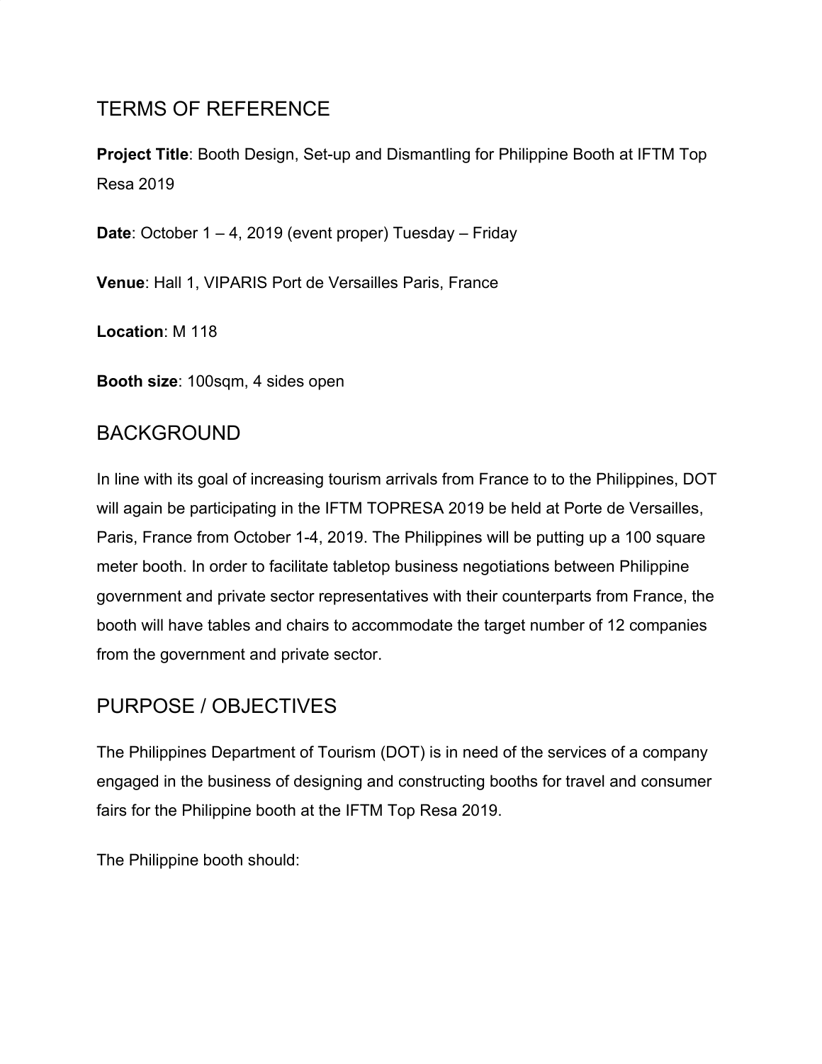# TERMS OF REFERENCE

**Project Title**: Booth Design, Set-up and Dismantling for Philippine Booth at IFTM Top Resa 2019

**Date**: October 1 – 4, 2019 (event proper) Tuesday – Friday

**Venue**: Hall 1, VIPARIS Port de Versailles Paris, France

**Location**: M 118

**Booth size**: 100sqm, 4 sides open

# BACKGROUND

In line with its goal of increasing tourism arrivals from France to to the Philippines, DOT will again be participating in the IFTM TOPRESA 2019 be held at Porte de Versailles, Paris, France from October 1-4, 2019. The Philippines will be putting up a 100 square meter booth. In order to facilitate tabletop business negotiations between Philippine government and private sector representatives with their counterparts from France, the booth will have tables and chairs to accommodate the target number of 12 companies from the government and private sector.

# PURPOSE / OBJECTIVES

The Philippines Department of Tourism (DOT) is in need of the services of a company engaged in the business of designing and constructing booths for travel and consumer fairs for the Philippine booth at the IFTM Top Resa 2019.

The Philippine booth should: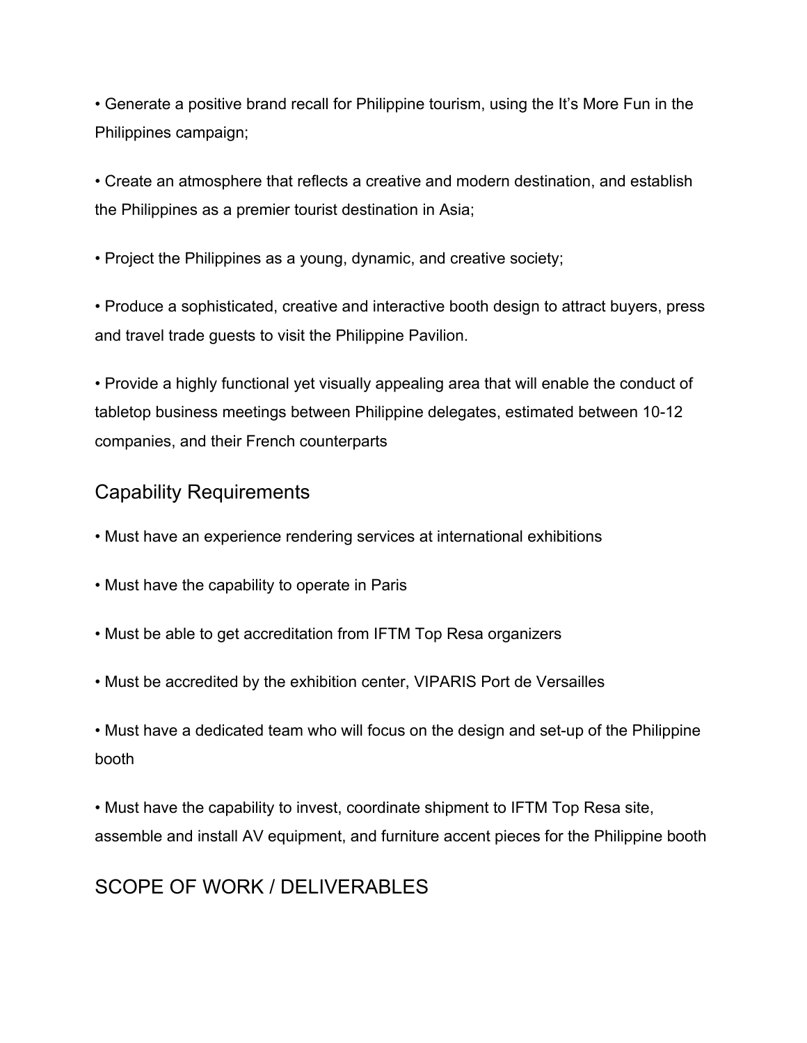- Generate a positive brand recall for Philippine tourism, using the It's More Fun in the Philippines campaign;
- Create an atmosphere that reflects a creative and modern destination, and establish the Philippines as a premier tourist destination in Asia;
- Project the Philippines as a young, dynamic, and creative society;
- Produce a sophisticated, creative and interactive booth design to attract buyers, press and travel trade guests to visit the Philippine Pavilion.
- Provide a highly functional yet visually appealing area that will enable the conduct of tabletop business meetings between Philippine delegates, estimated between 10-12 companies, and their French counterparts

## Capability Requirements

- Must have an experience rendering services at international exhibitions
- Must have the capability to operate in Paris
- Must be able to get accreditation from IFTM Top Resa organizers
- Must be accredited by the exhibition center, VIPARIS Port de Versailles
- Must have a dedicated team who will focus on the design and set-up of the Philippine booth
- Must have the capability to invest, coordinate shipment to IFTM Top Resa site, assemble and install AV equipment, and furniture accent pieces for the Philippine booth

## SCOPE OF WORK / DELIVERABLES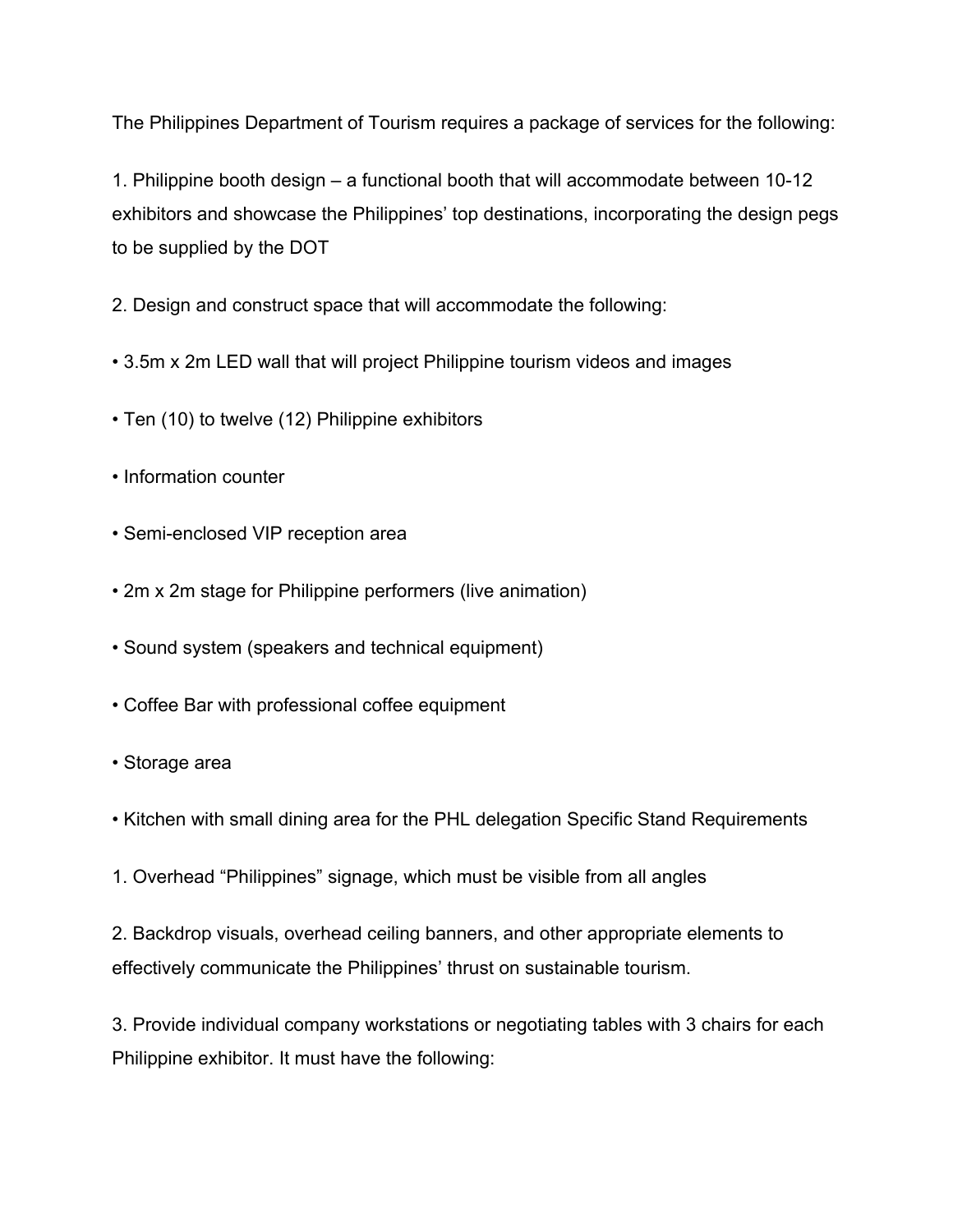The Philippines Department of Tourism requires a package of services for the following:

1. Philippine booth design – a functional booth that will accommodate between 10-12 exhibitors and showcase the Philippines' top destinations, incorporating the design pegs to be supplied by the DOT

2. Design and construct space that will accommodate the following:

- 3.5m x 2m LED wall that will project Philippine tourism videos and images
- Ten (10) to twelve (12) Philippine exhibitors
- Information counter
- Semi-enclosed VIP reception area
- 2m x 2m stage for Philippine performers (live animation)
- Sound system (speakers and technical equipment)
- Coffee Bar with professional coffee equipment
- Storage area
- Kitchen with small dining area for the PHL delegation Specific Stand Requirements

1. Overhead "Philippines" signage, which must be visible from all angles

2. Backdrop visuals, overhead ceiling banners, and other appropriate elements to effectively communicate the Philippines' thrust on sustainable tourism.

3. Provide individual company workstations or negotiating tables with 3 chairs for each Philippine exhibitor. It must have the following: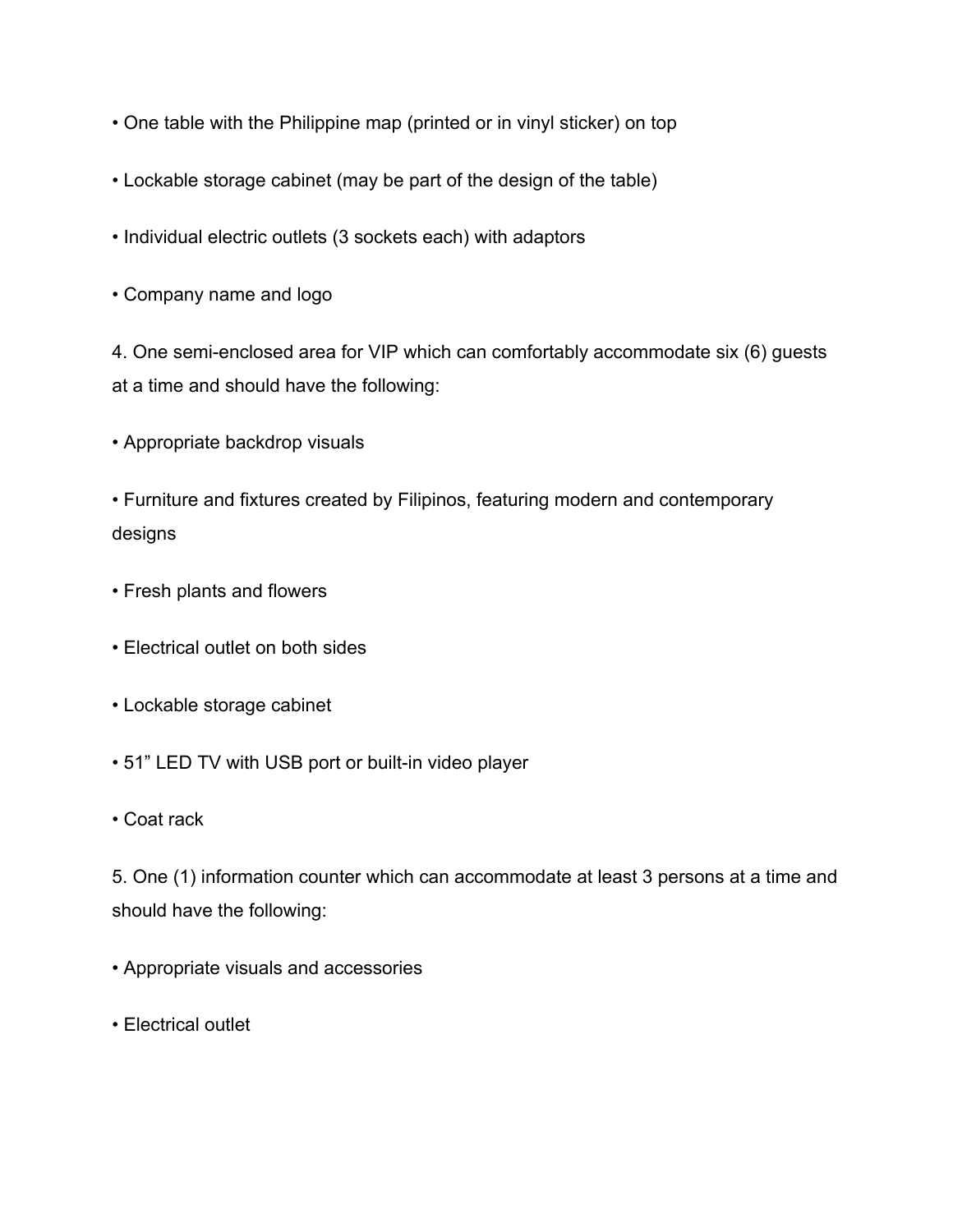- One table with the Philippine map (printed or in vinyl sticker) on top
- Lockable storage cabinet (may be part of the design of the table)
- Individual electric outlets (3 sockets each) with adaptors
- Company name and logo

4. One semi-enclosed area for VIP which can comfortably accommodate six (6) guests at a time and should have the following:

- Appropriate backdrop visuals
- Furniture and fixtures created by Filipinos, featuring modern and contemporary designs
- Fresh plants and flowers
- Electrical outlet on both sides
- Lockable storage cabinet
- 51” LED TV with USB port or built-in video player
- Coat rack

5. One (1) information counter which can accommodate at least 3 persons at a time and should have the following:

- Appropriate visuals and accessories
- Electrical outlet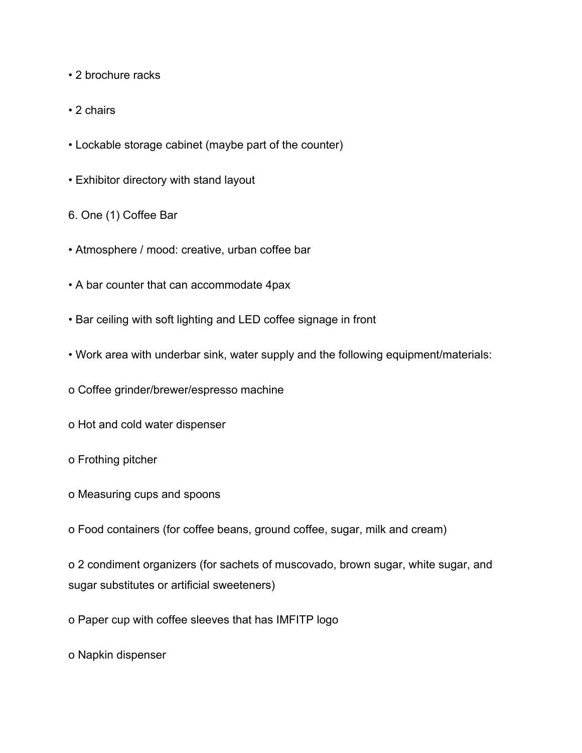- 2 brochure racks
- 2 chairs
- Lockable storage cabinet (maybe part of the counter)
- Exhibitor directory with stand layout

6. One (1) Coffee Bar

- Atmosphere / mood: creative, urban coffee bar
- A bar counter that can accommodate 4pax
- Bar ceiling with soft lighting and LED coffee signage in front
- Work area with underbar sink, water supply and the following equipment/materials:
  - Coffee grinder/brewer/espresso machine
  - Hot and cold water dispenser
  - Frothing pitcher
  - Measuring cups and spoons
  - Food containers (for coffee beans, ground coffee, sugar, milk and cream)
  - 2 condiment organizers (for sachets of muscovado, brown sugar, white sugar, and sugar substitutes or artificial sweeteners)
  - Paper cup with coffee sleeves that has IMFITP logo
  - Napkin dispenser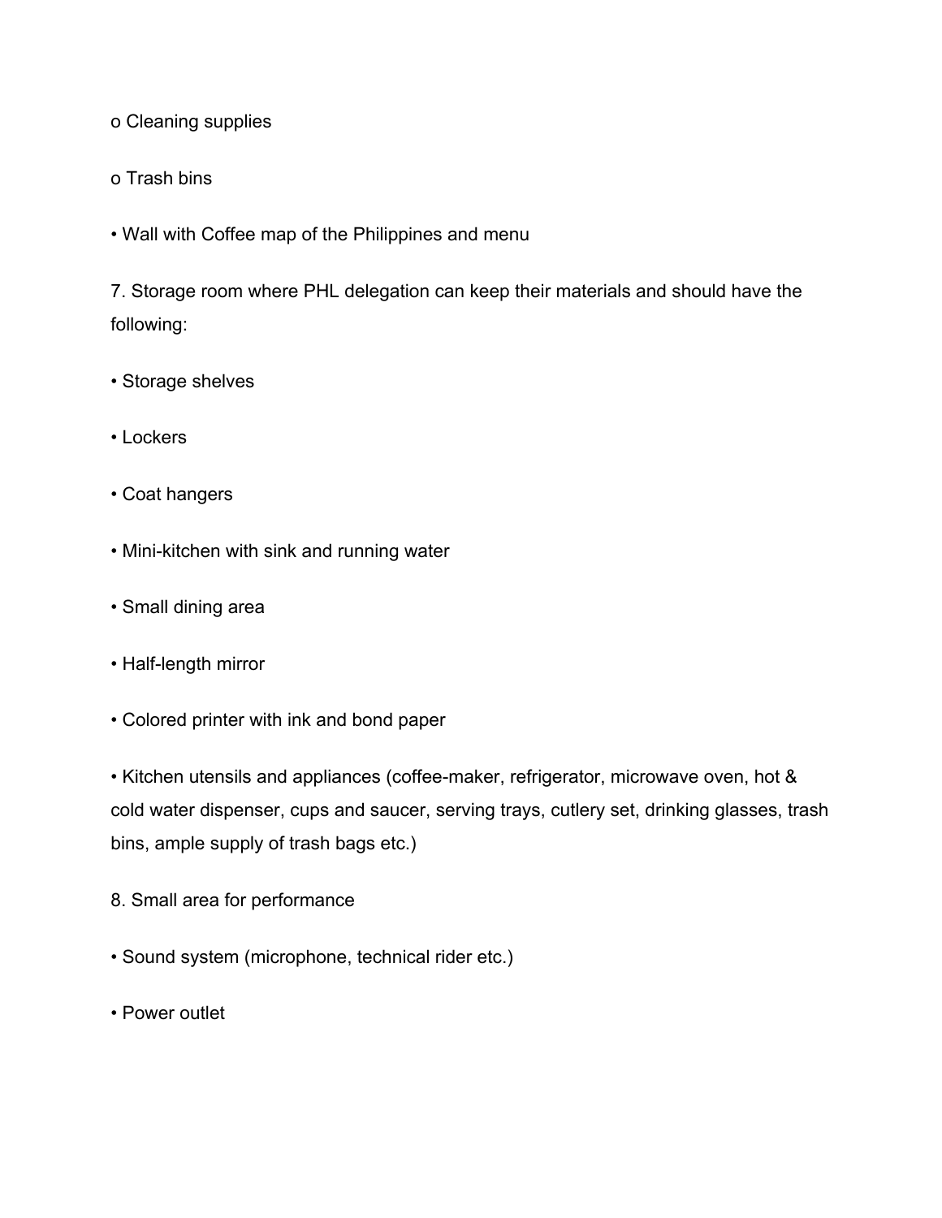- Cleaning supplies
  - Trash bins
- Wall with Coffee map of the Philippines and menu

7. Storage room where PHL delegation can keep their materials and should have the following:

- Storage shelves
- Lockers
- Coat hangers
- Mini-kitchen with sink and running water
- Small dining area
- Half-length mirror
- Colored printer with ink and bond paper
- Kitchen utensils and appliances (coffee-maker, refrigerator, microwave oven, hot & cold water dispenser, cups and saucer, serving trays, cutlery set, drinking glasses, trash bins, ample supply of trash bags etc.)

8. Small area for performance

- Sound system (microphone, technical rider etc.)
- Power outlet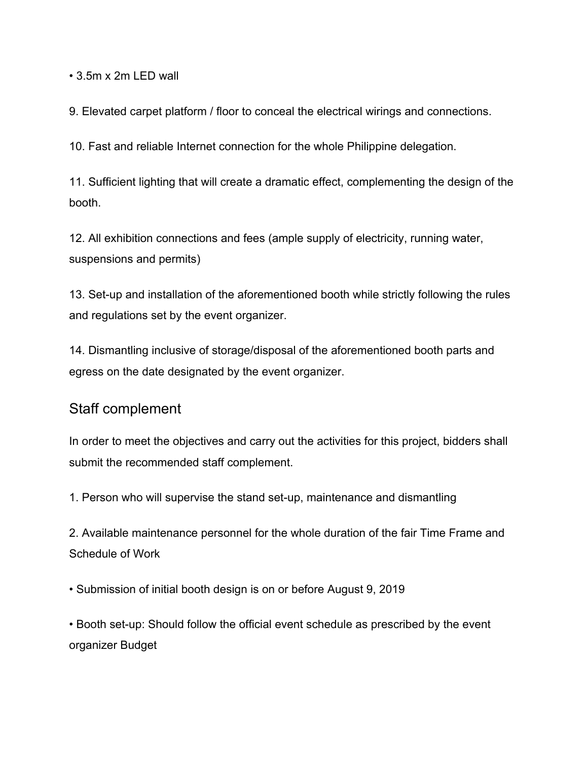- 3.5m x 2m LED wall

9. Elevated carpet platform / floor to conceal the electrical wirings and connections.

10. Fast and reliable Internet connection for the whole Philippine delegation.

11. Sufficient lighting that will create a dramatic effect, complementing the design of the booth.

12. All exhibition connections and fees (ample supply of electricity, running water, suspensions and permits)

13. Set-up and installation of the aforementioned booth while strictly following the rules and regulations set by the event organizer.

14. Dismantling inclusive of storage/disposal of the aforementioned booth parts and egress on the date designated by the event organizer.

## Staff complement

In order to meet the objectives and carry out the activities for this project, bidders shall submit the recommended staff complement.

1. Person who will supervise the stand set-up, maintenance and dismantling

2. Available maintenance personnel for the whole duration of the fair Time Frame and Schedule of Work

- Submission of initial booth design is on or before August 9, 2019

- Booth set-up: Should follow the official event schedule as prescribed by the event organizer Budget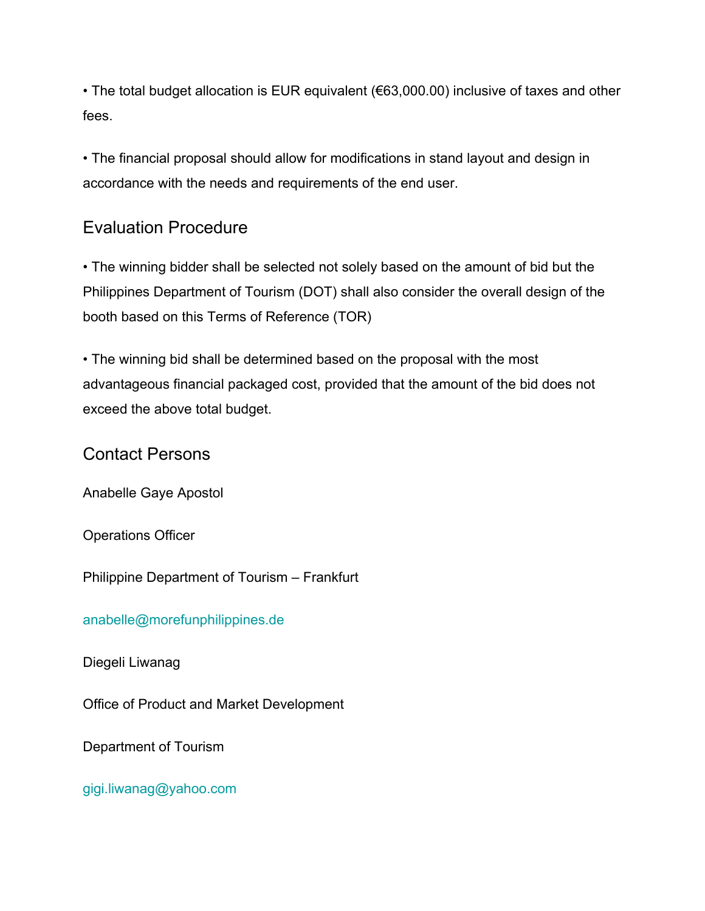• The total budget allocation is EUR equivalent (€63,000.00) inclusive of taxes and other fees.

• The financial proposal should allow for modifications in stand layout and design in accordance with the needs and requirements of the end user.

## Evaluation Procedure

• The winning bidder shall be selected not solely based on the amount of bid but the Philippines Department of Tourism (DOT) shall also consider the overall design of the booth based on this Terms of Reference (TOR)

• The winning bid shall be determined based on the proposal with the most advantageous financial packaged cost, provided that the amount of the bid does not exceed the above total budget.

## Contact Persons

Anabelle Gaye Apostol

Operations Officer

Philippine Department of Tourism – Frankfurt

anabelle@morefunphilippines.de

Diegeli Liwanag

Office of Product and Market Development

Department of Tourism

gigi.liwanag@yahoo.com